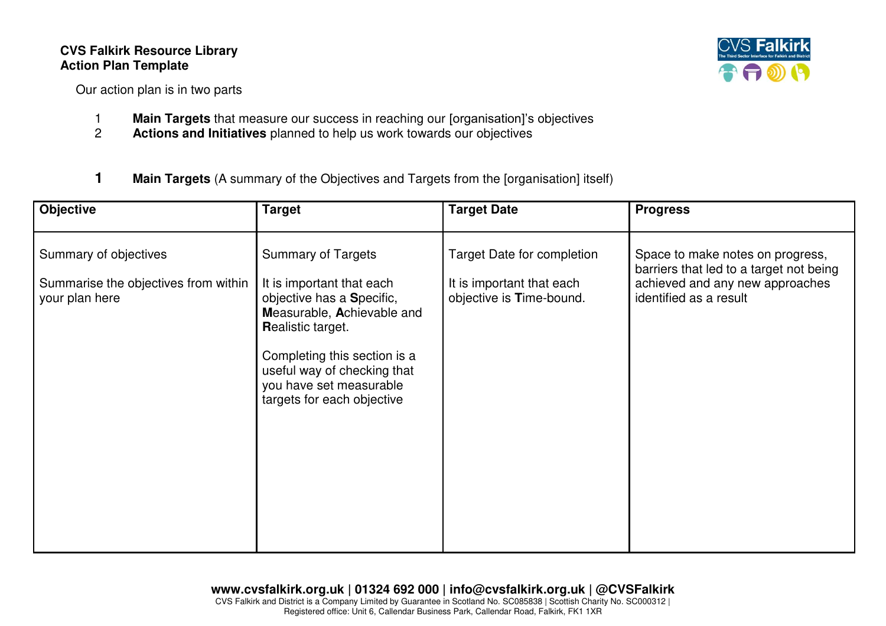**CVS Falkirk Resource Library**
**Action Plan Template**

Our action plan is in two parts

1. **Main Targets** that measure our success in reaching our [organisation]'s objectives
2. **Actions and Initiatives** planned to help us work towards our objectives

## 1 Main Targets (A summary of the Objectives and Targets from the [organisation] itself)

| Objective | Target | Target Date | Progress |
|---|---|---|---|
| Summary of objectives<br><br>Summarise the objectives from within your plan here | Summary of Targets<br><br>It is important that each objective has a **S**pecific, **M**easurable, **A**chievable and **R**ealistic target.<br><br>Completing this section is a useful way of checking that you have set measurable targets for each objective | Target Date for completion<br><br>It is important that each objective is **T**ime-bound. | Space to make notes on progress, barriers that led to a target not being achieved and any new approaches identified as a result |

**www.cvsfalkirk.org.uk | 01324 692 000 | info@cvsfalkirk.org.uk | @CVSFalkirk**
CVS Falkirk and District is a Company Limited by Guarantee in Scotland No. SC085838 | Scottish Charity No. SC000312 |
Registered office: Unit 6, Callendar Business Park, Callendar Road, Falkirk, FK1 1XR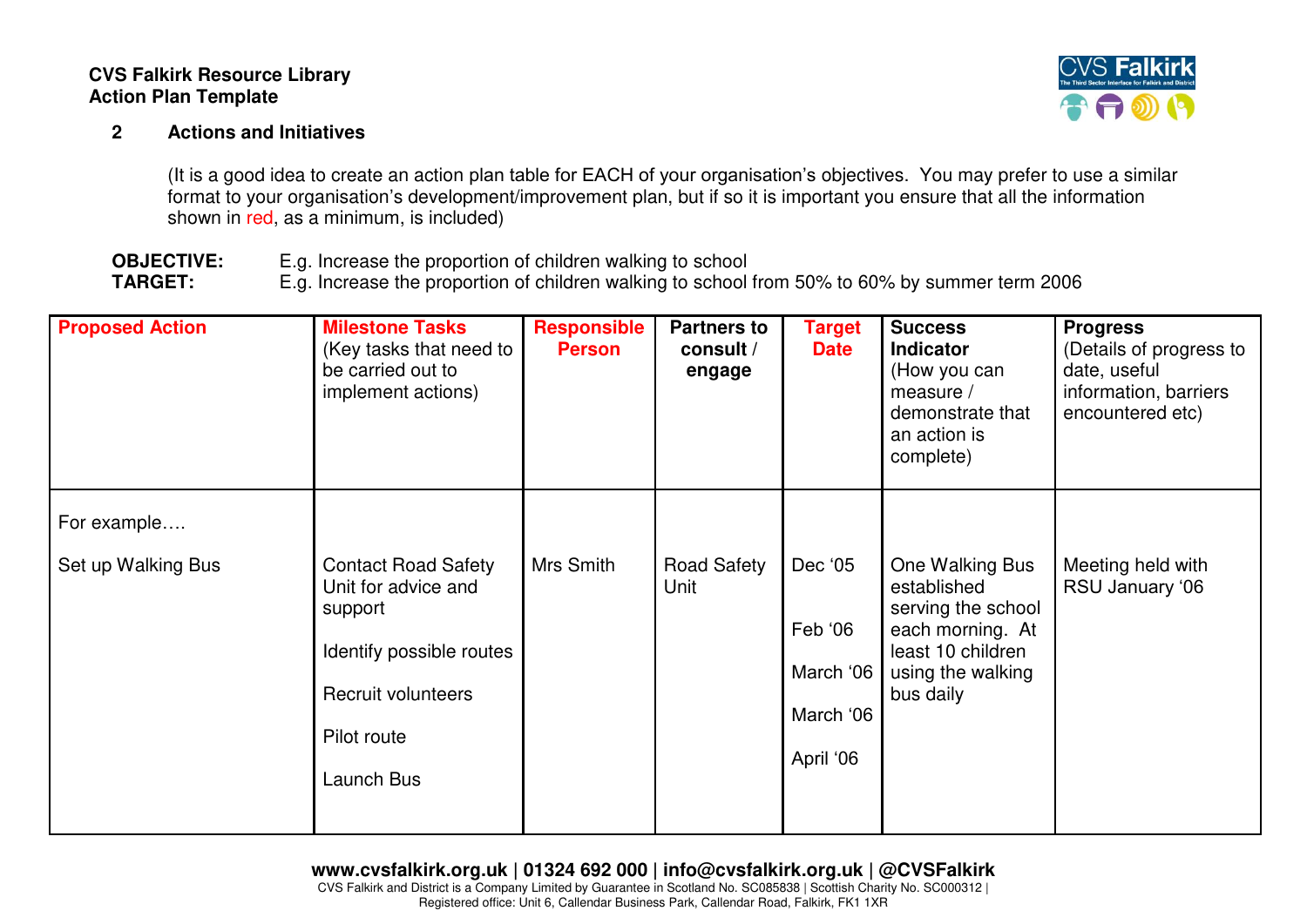**CVS Falkirk Resource Library**
**Action Plan Template**

## 2 Actions and Initiatives

(It is a good idea to create an action plan table for EACH of your organisation's objectives. You may prefer to use a similar format to your organisation's development/improvement plan, but if so it is important you ensure that all the information shown in red, as a minimum, is included)

**OBJECTIVE:** E.g. Increase the proportion of children walking to school
**TARGET:** E.g. Increase the proportion of children walking to school from 50% to 60% by summer term 2006

| **Proposed Action** | **Milestone Tasks** (Key tasks that need to be carried out to implement actions) | **Responsible Person** | **Partners to consult / engage** | **Target Date** | **Success Indicator** (How you can measure / demonstrate that an action is complete) | **Progress** (Details of progress to date, useful information, barriers encountered etc) |
|---|---|---|---|---|---|---|
| For example….<br><br>Set up Walking Bus | Contact Road Safety Unit for advice and support<br><br>Identify possible routes<br><br>Recruit volunteers<br><br>Pilot route<br><br>Launch Bus | Mrs Smith | Road Safety Unit | Dec '05<br><br>Feb '06<br><br>March '06<br><br>March '06<br><br>April '06 | One Walking Bus established serving the school each morning. At least 10 children using the walking bus daily | Meeting held with RSU January '06 |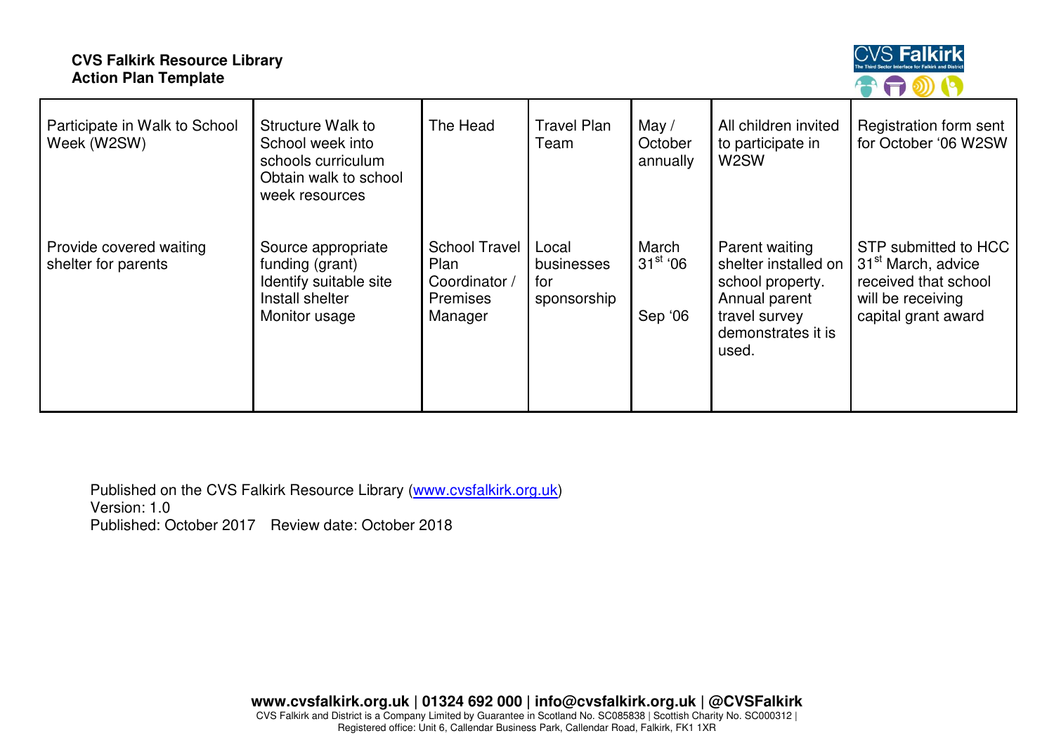**CVS Falkirk Resource Library**
**Action Plan Template**

| | | | | | | |
|---|---|---|---|---|---|---|
| Participate in Walk to School Week (W2SW) | Structure Walk to School week into schools curriculum<br>Obtain walk to school week resources | The Head | Travel Plan Team | May / October annually | All children invited to participate in W2SW | Registration form sent for October '06 W2SW |
| Provide covered waiting shelter for parents | Source appropriate funding (grant)<br>Identify suitable site<br>Install shelter<br>Monitor usage | School Travel Plan Coordinator / Premises Manager | Local businesses for sponsorship | March 31st '06<br><br>Sep '06 | Parent waiting shelter installed on school property. Annual parent travel survey demonstrates it is used. | STP submitted to HCC 31st March, advice received that school will be receiving capital grant award |

Published on the CVS Falkirk Resource Library (www.cvsfalkirk.org.uk)
Version: 1.0
Published: October 2017    Review date: October 2018

**www.cvsfalkirk.org.uk | 01324 692 000 | info@cvsfalkirk.org.uk | @CVSFalkirk**
CVS Falkirk and District is a Company Limited by Guarantee in Scotland No. SC085838 | Scottish Charity No. SC000312 |
Registered office: Unit 6, Callendar Business Park, Callendar Road, Falkirk, FK1 1XR